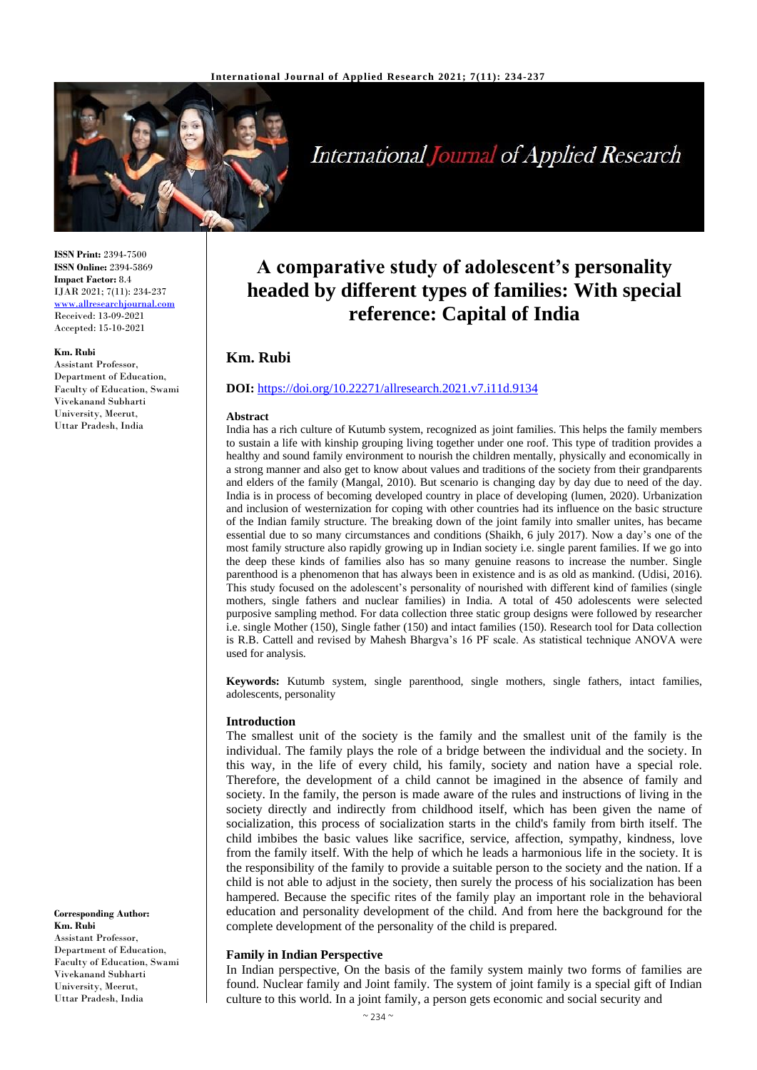**ISSN Print:** 2394-7500
**ISSN Online:** 2394-5869
**Impact Factor:** 8.4
IJAR 2021; 7(11): 234-237
www.allresearchjournal.com
Received: 13-09-2021
Accepted: 15-10-2021

**Km. Rubi**
Assistant Professor, Department of Education, Faculty of Education, Swami Vivekanand Subharti University, Meerut, Uttar Pradesh, India

**Corresponding Author:**
**Km. Rubi**
Assistant Professor, Department of Education, Faculty of Education, Swami Vivekanand Subharti University, Meerut, Uttar Pradesh, India

# A comparative study of adolescent's personality headed by different types of families: With special reference: Capital of India

## Km. Rubi

**DOI:** https://doi.org/10.22271/allresearch.2021.v7.i11d.9134

### Abstract

India has a rich culture of Kutumb system, recognized as joint families. This helps the family members to sustain a life with kinship grouping living together under one roof. This type of tradition provides a healthy and sound family environment to nourish the children mentally, physically and economically in a strong manner and also get to know about values and traditions of the society from their grandparents and elders of the family (Mangal, 2010). But scenario is changing day by day due to need of the day. India is in process of becoming developed country in place of developing (lumen, 2020). Urbanization and inclusion of westernization for coping with other countries had its influence on the basic structure of the Indian family structure. The breaking down of the joint family into smaller unites, has became essential due to so many circumstances and conditions (Shaikh, 6 july 2017). Now a day's one of the most family structure also rapidly growing up in Indian society i.e. single parent families. If we go into the deep these kinds of families also has so many genuine reasons to increase the number. Single parenthood is a phenomenon that has always been in existence and is as old as mankind. (Udisi, 2016). This study focused on the adolescent's personality of nourished with different kind of families (single mothers, single fathers and nuclear families) in India. A total of 450 adolescents were selected purposive sampling method. For data collection three static group designs were followed by researcher i.e. single Mother (150), Single father (150) and intact families (150). Research tool for Data collection is R.B. Cattell and revised by Mahesh Bhargva's 16 PF scale. As statistical technique ANOVA were used for analysis.

**Keywords:** Kutumb system, single parenthood, single mothers, single fathers, intact families, adolescents, personality

### Introduction

The smallest unit of the society is the family and the smallest unit of the family is the individual. The family plays the role of a bridge between the individual and the society. In this way, in the life of every child, his family, society and nation have a special role. Therefore, the development of a child cannot be imagined in the absence of family and society. In the family, the person is made aware of the rules and instructions of living in the society directly and indirectly from childhood itself, which has been given the name of socialization, this process of socialization starts in the child's family from birth itself. The child imbibes the basic values like sacrifice, service, affection, sympathy, kindness, love from the family itself. With the help of which he leads a harmonious life in the society. It is the responsibility of the family to provide a suitable person to the society and the nation. If a child is not able to adjust in the society, then surely the process of his socialization has been hampered. Because the specific rites of the family play an important role in the behavioral education and personality development of the child. And from here the background for the complete development of the personality of the child is prepared.

### Family in Indian Perspective

In Indian perspective, On the basis of the family system mainly two forms of families are found. Nuclear family and Joint family. The system of joint family is a special gift of Indian culture to this world. In a joint family, a person gets economic and social security and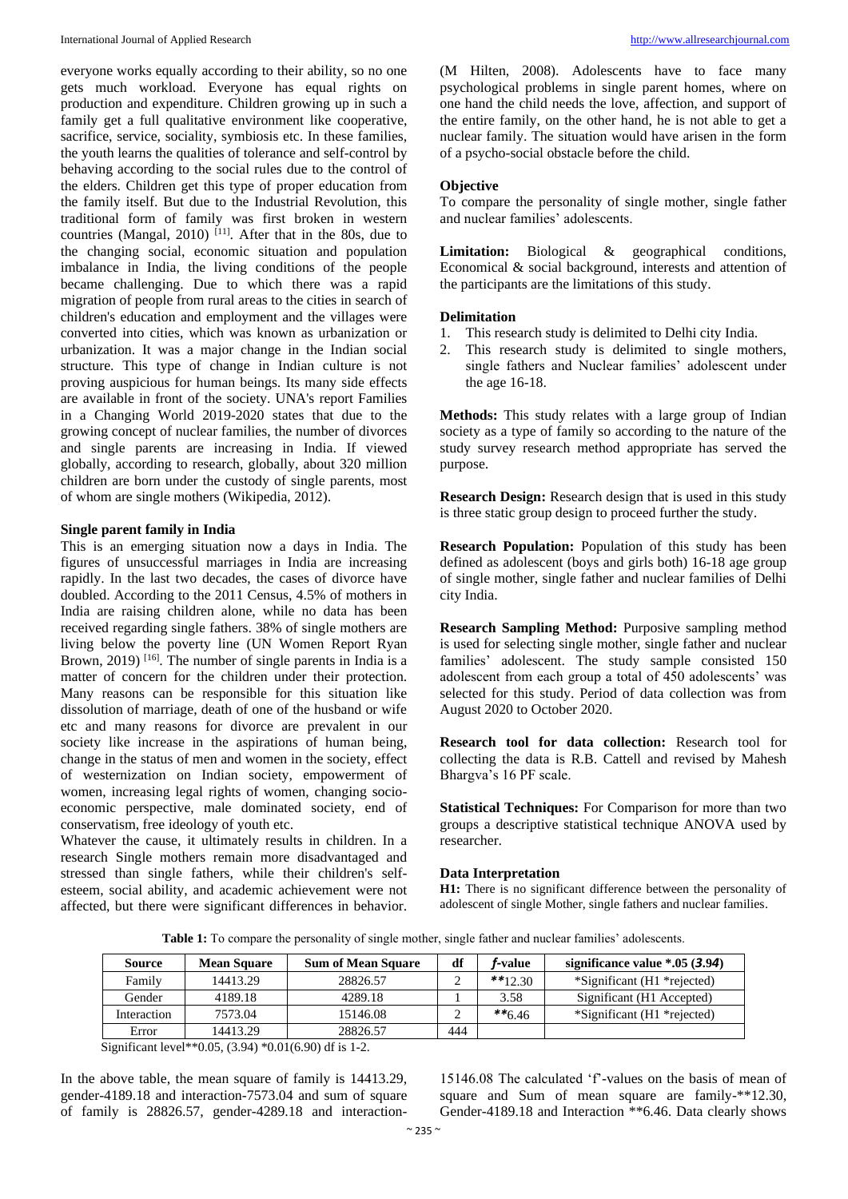everyone works equally according to their ability, so no one gets much workload. Everyone has equal rights on production and expenditure. Children growing up in such a family get a full qualitative environment like cooperative, sacrifice, service, sociality, symbiosis etc. In these families, the youth learns the qualities of tolerance and self-control by behaving according to the social rules due to the control of the elders. Children get this type of proper education from the family itself. But due to the Industrial Revolution, this traditional form of family was first broken in western countries (Mangal, 2010) [11]. After that in the 80s, due to the changing social, economic situation and population imbalance in India, the living conditions of the people became challenging. Due to which there was a rapid migration of people from rural areas to the cities in search of children's education and employment and the villages were converted into cities, which was known as urbanization or urbanization. It was a major change in the Indian social structure. This type of change in Indian culture is not proving auspicious for human beings. Its many side effects are available in front of the society. UNA's report Families in a Changing World 2019-2020 states that due to the growing concept of nuclear families, the number of divorces and single parents are increasing in India. If viewed globally, according to research, globally, about 320 million children are born under the custody of single parents, most of whom are single mothers (Wikipedia, 2012).

### Single parent family in India

This is an emerging situation now a days in India. The figures of unsuccessful marriages in India are increasing rapidly. In the last two decades, the cases of divorce have doubled. According to the 2011 Census, 4.5% of mothers in India are raising children alone, while no data has been received regarding single fathers. 38% of single mothers are living below the poverty line (UN Women Report Ryan Brown, 2019) [16]. The number of single parents in India is a matter of concern for the children under their protection. Many reasons can be responsible for this situation like dissolution of marriage, death of one of the husband or wife etc and many reasons for divorce are prevalent in our society like increase in the aspirations of human being, change in the status of men and women in the society, effect of westernization on Indian society, empowerment of women, increasing legal rights of women, changing socio-economic perspective, male dominated society, end of conservatism, free ideology of youth etc.

Whatever the cause, it ultimately results in children. In a research Single mothers remain more disadvantaged and stressed than single fathers, while their children's self-esteem, social ability, and academic achievement were not affected, but there were significant differences in behavior. (M Hilten, 2008). Adolescents have to face many psychological problems in single parent homes, where on one hand the child needs the love, affection, and support of the entire family, on the other hand, he is not able to get a nuclear family. The situation would have arisen in the form of a psycho-social obstacle before the child.

### Objective

To compare the personality of single mother, single father and nuclear families' adolescents.

**Limitation:** Biological & geographical conditions, Economical & social background, interests and attention of the participants are the limitations of this study.

### Delimitation

1. This research study is delimited to Delhi city India.
2. This research study is delimited to single mothers, single fathers and Nuclear families' adolescent under the age 16-18.

**Methods:** This study relates with a large group of Indian society as a type of family so according to the nature of the study survey research method appropriate has served the purpose.

**Research Design:** Research design that is used in this study is three static group design to proceed further the study.

**Research Population:** Population of this study has been defined as adolescent (boys and girls both) 16-18 age group of single mother, single father and nuclear families of Delhi city India.

**Research Sampling Method:** Purposive sampling method is used for selecting single mother, single father and nuclear families' adolescent. The study sample consisted 150 adolescent from each group a total of 450 adolescents' was selected for this study. Period of data collection was from August 2020 to October 2020.

**Research tool for data collection:** Research tool for collecting the data is R.B. Cattell and revised by Mahesh Bhargva's 16 PF scale.

**Statistical Techniques:** For Comparison for more than two groups a descriptive statistical technique ANOVA used by researcher.

### Data Interpretation

**H1:** There is no significant difference between the personality of adolescent of single Mother, single fathers and nuclear families.

**Table 1:** To compare the personality of single mother, single father and nuclear families' adolescents.

| Source | Mean Square | Sum of Mean Square | df | *f*-value | significance value *.05 (*3.94*) |
|---|---|---|---|---|---|
| Family | 14413.29 | 28826.57 | 2 | **12.30 | *Significant (H1 *rejected) |
| Gender | 4189.18 | 4289.18 | 1 | 3.58 | Significant (H1 Accepted) |
| Interaction | 7573.04 | 15146.08 | 2 | **6.46 | *Significant (H1 *rejected) |
| Error | 14413.29 | 28826.57 | 444 | | |

Significant level**0.05, (3.94) *0.01(6.90) df is 1-2.

In the above table, the mean square of family is 14413.29, gender-4189.18 and interaction-7573.04 and sum of square of family is 28826.57, gender-4289.18 and interaction-15146.08 The calculated 'f'-values on the basis of mean of square and Sum of mean square are family-**12.30, Gender-4189.18 and Interaction **6.46. Data clearly shows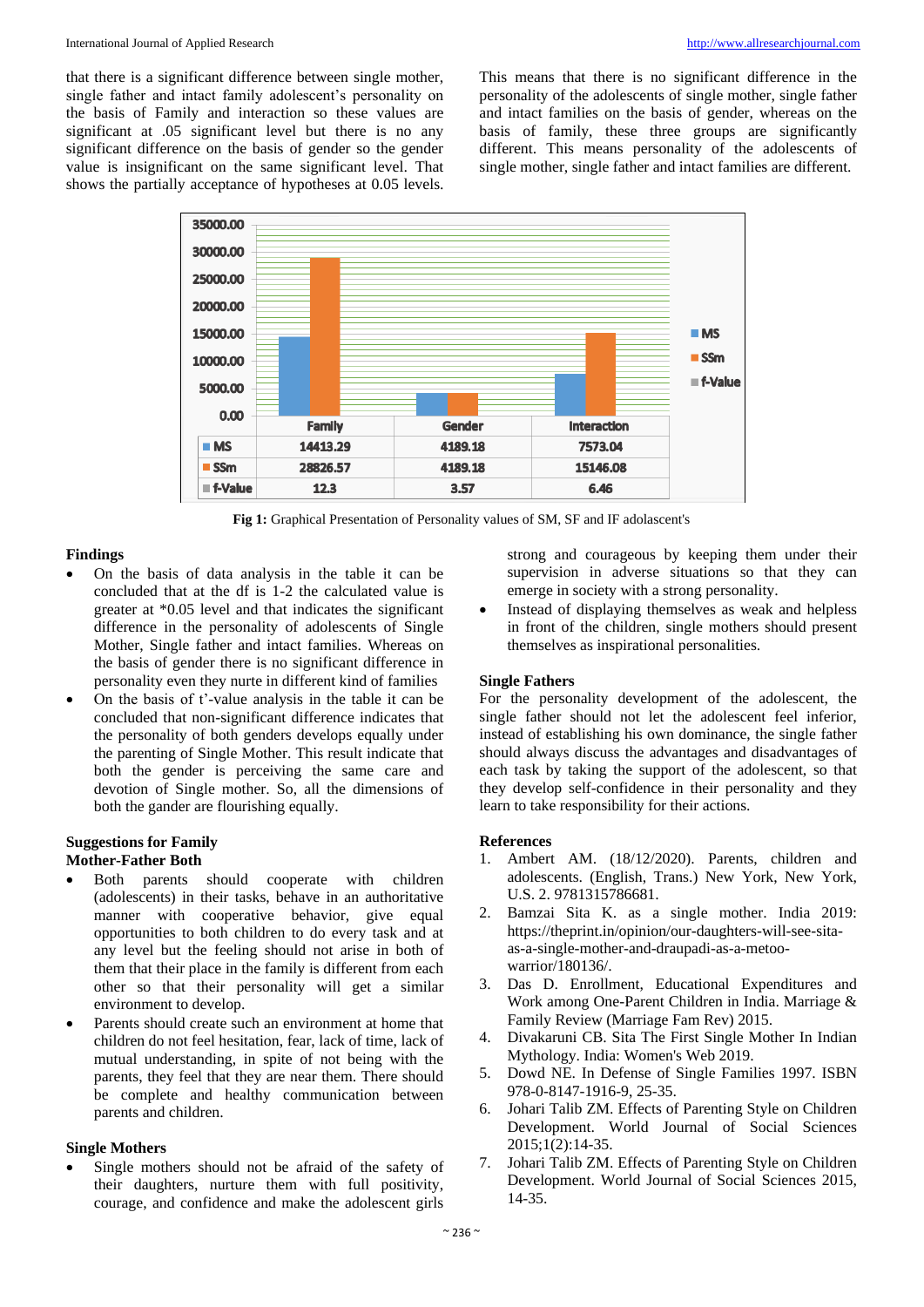that there is a significant difference between single mother, single father and intact family adolescent's personality on the basis of Family and interaction so these values are significant at .05 significant level but there is no any significant difference on the basis of gender so the gender value is insignificant on the same significant level. That shows the partially acceptance of hypotheses at 0.05 levels. This means that there is no significant difference in the personality of the adolescents of single mother, single father and intact families on the basis of gender, whereas on the basis of family, these three groups are significantly different. This means personality of the adolescents of single mother, single father and intact families are different.

| | Family | Gender | Interaction |
|---|---|---|---|
| MS | 14413.29 | 4189.18 | 7573.04 |
| SSm | 28826.57 | 4189.18 | 15146.08 |
| f-Value | 12.3 | 3.57 | 6.46 |

**Fig 1:** Graphical Presentation of Personality values of SM, SF and IF adolascent's

## Findings

- On the basis of data analysis in the table it can be concluded that at the df is 1-2 the calculated value is greater at *0.05 level and that indicates the significant difference in the personality of adolescents of Single Mother, Single father and intact families. Whereas on the basis of gender there is no significant difference in personality even they nurte in different kind of families
- On the basis of t'-value analysis in the table it can be concluded that non-significant difference indicates that the personality of both genders develops equally under the parenting of Single Mother. This result indicate that both the gender is perceiving the same care and devotion of Single mother. So, all the dimensions of both the gander are flourishing equally.

## Suggestions for Family

### Mother-Father Both

- Both parents should cooperate with children (adolescents) in their tasks, behave in an authoritative manner with cooperative behavior, give equal opportunities to both children to do every task and at any level but the feeling should not arise in both of them that their place in the family is different from each other so that their personality will get a similar environment to develop.
- Parents should create such an environment at home that children do not feel hesitation, fear, lack of time, lack of mutual understanding, in spite of not being with the parents, they feel that they are near them. There should be complete and healthy communication between parents and children.

### Single Mothers

- Single mothers should not be afraid of the safety of their daughters, nurture them with full positivity, courage, and confidence and make the adolescent girls strong and courageous by keeping them under their supervision in adverse situations so that they can emerge in society with a strong personality.
- Instead of displaying themselves as weak and helpless in front of the children, single mothers should present themselves as inspirational personalities.

### Single Fathers

For the personality development of the adolescent, the single father should not let the adolescent feel inferior, instead of establishing his own dominance, the single father should always discuss the advantages and disadvantages of each task by taking the support of the adolescent, so that they develop self-confidence in their personality and they learn to take responsibility for their actions.

## References

1. Ambert AM. (18/12/2020). Parents, children and adolescents. (English, Trans.) New York, New York, U.S. 2. 9781315786681.
2. Bamzai Sita K. as a single mother. India 2019: https://theprint.in/opinion/our-daughters-will-see-sita-as-a-single-mother-and-draupadi-as-a-metoo-warrior/180136/.
3. Das D. Enrollment, Educational Expenditures and Work among One-Parent Children in India. Marriage & Family Review (Marriage Fam Rev) 2015.
4. Divakaruni CB. Sita The First Single Mother In Indian Mythology. India: Women's Web 2019.
5. Dowd NE. In Defense of Single Families 1997. ISBN 978-0-8147-1916-9, 25-35.
6. Johari Talib ZM. Effects of Parenting Style on Children Development. World Journal of Social Sciences 2015;1(2):14-35.
7. Johari Talib ZM. Effects of Parenting Style on Children Development. World Journal of Social Sciences 2015, 14-35.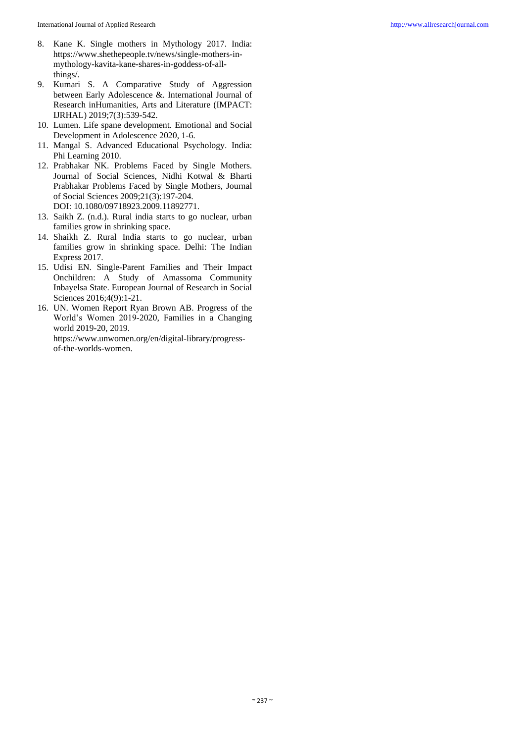8. Kane K. Single mothers in Mythology 2017. India: https://www.shethepeople.tv/news/single-mothers-in-mythology-kavita-kane-shares-in-goddess-of-all-things/.
9. Kumari S. A Comparative Study of Aggression between Early Adolescence &. International Journal of Research inHumanities, Arts and Literature (IMPACT: IJRHAL) 2019;7(3):539-542.
10. Lumen. Life spane development. Emotional and Social Development in Adolescence 2020, 1-6.
11. Mangal S. Advanced Educational Psychology. India: Phi Learning 2010.
12. Prabhakar NK. Problems Faced by Single Mothers. Journal of Social Sciences, Nidhi Kotwal & Bharti Prabhakar Problems Faced by Single Mothers, Journal of Social Sciences 2009;21(3):197-204. DOI: 10.1080/09718923.2009.11892771.
13. Saikh Z. (n.d.). Rural india starts to go nuclear, urban families grow in shrinking space.
14. Shaikh Z. Rural India starts to go nuclear, urban families grow in shrinking space. Delhi: The Indian Express 2017.
15. Udisi EN. Single-Parent Families and Their Impact Onchildren: A Study of Amassoma Community Inbayelsa State. European Journal of Research in Social Sciences 2016;4(9):1-21.
16. UN. Women Report Ryan Brown AB. Progress of the World's Women 2019-2020, Families in a Changing world 2019-20, 2019. https://www.unwomen.org/en/digital-library/progress-of-the-worlds-women.